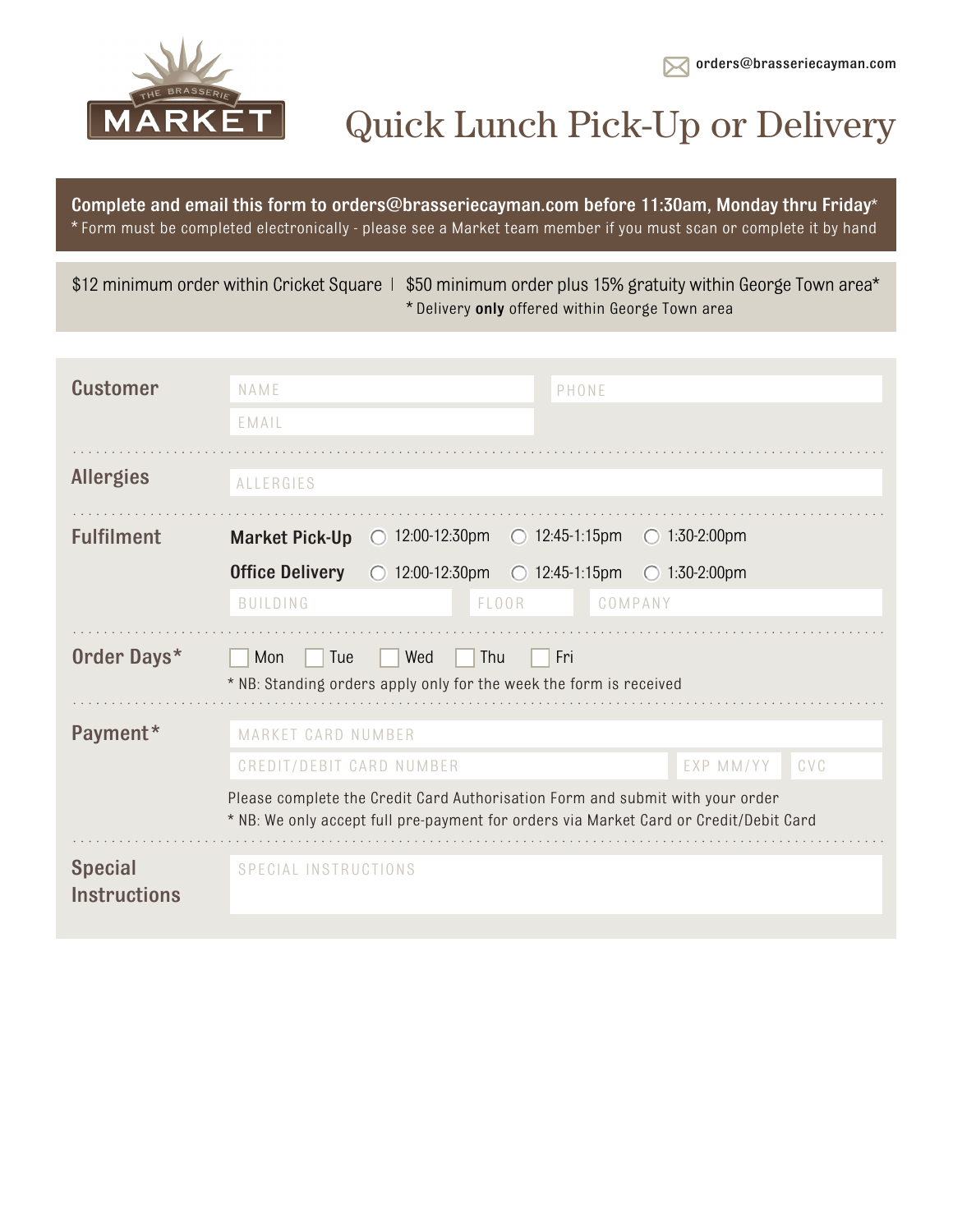THE BRASSERIE MARKET

orders@brasseriecayman.com

# Quick Lunch Pick-Up or Delivery

**Complete and email this form to orders@brasseriecayman.com before 11:30am, Monday thru Friday***
* Form must be completed electronically - please see a Market team member if you must scan or complete it by hand

$12 minimum order within Cricket Square | $50 minimum order plus 15% gratuity within George Town area*
* Delivery **only** offered within George Town area

**Customer**

NAME

PHONE

EMAIL

**Allergies**

ALLERGIES

**Fulfilment**

**Market Pick-Up** ○ 12:00-12:30pm ○ 12:45-1:15pm ○ 1:30-2:00pm

**Office Delivery** ○ 12:00-12:30pm ○ 12:45-1:15pm ○ 1:30-2:00pm

BUILDING | FLOOR | COMPANY

**Order Days***

☐ Mon ☐ Tue ☐ Wed ☐ Thu ☐ Fri

* NB: Standing orders apply only for the week the form is received

**Payment***

MARKET CARD NUMBER

CREDIT/DEBIT CARD NUMBER | EXP MM/YY | CVC

Please complete the Credit Card Authorisation Form and submit with your order
* NB: We only accept full pre-payment for orders via Market Card or Credit/Debit Card

**Special Instructions**

SPECIAL INSTRUCTIONS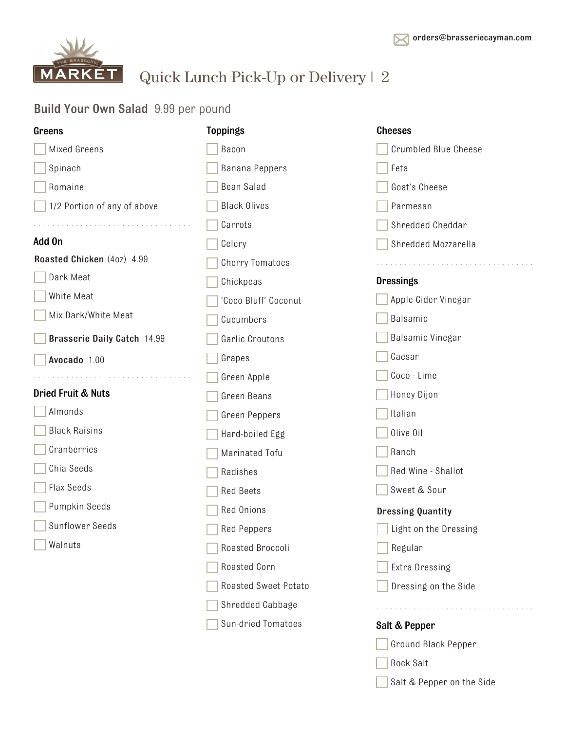orders@brasseriecayman.com

THE BRASSERIE MARKET

# Quick Lunch Pick-Up or Delivery | 2

## Build Your Own Salad 9.99 per pound

### Greens

- [ ] Mixed Greens
- [ ] Spinach
- [ ] Romaine
- [ ] 1/2 Portion of any of above

### Add On

**Roasted Chicken** (4oz) 4.99

- [ ] Dark Meat
- [ ] White Meat
- [ ] Mix Dark/White Meat

- [ ] **Brasserie Daily Catch** 14.99
- [ ] **Avocado** 1.00

### Dried Fruit & Nuts

- [ ] Almonds
- [ ] Black Raisins
- [ ] Cranberries
- [ ] Chia Seeds
- [ ] Flax Seeds
- [ ] Pumpkin Seeds
- [ ] Sunflower Seeds
- [ ] Walnuts

### Toppings

- [ ] Bacon
- [ ] Banana Peppers
- [ ] Bean Salad
- [ ] Black Olives
- [ ] Carrots
- [ ] Celery
- [ ] Cherry Tomatoes
- [ ] Chickpeas
- [ ] 'Coco Bluff' Coconut
- [ ] Cucumbers
- [ ] Garlic Croutons
- [ ] Grapes
- [ ] Green Apple
- [ ] Green Beans
- [ ] Green Peppers
- [ ] Hard-boiled Egg
- [ ] Marinated Tofu
- [ ] Radishes
- [ ] Red Beets
- [ ] Red Onions
- [ ] Red Peppers
- [ ] Roasted Broccoli
- [ ] Roasted Corn
- [ ] Roasted Sweet Potato
- [ ] Shredded Cabbage
- [ ] Sun-dried Tomatoes

### Cheeses

- [ ] Crumbled Blue Cheese
- [ ] Feta
- [ ] Goat's Cheese
- [ ] Parmesan
- [ ] Shredded Cheddar
- [ ] Shredded Mozzarella

### Dressings

- [ ] Apple Cider Vinegar
- [ ] Balsamic
- [ ] Balsamic Vinegar
- [ ] Caesar
- [ ] Coco - Lime
- [ ] Honey Dijon
- [ ] Italian
- [ ] Olive Oil
- [ ] Ranch
- [ ] Red Wine - Shallot
- [ ] Sweet & Sour

### Dressing Quantity

- [ ] Light on the Dressing
- [ ] Regular
- [ ] Extra Dressing
- [ ] Dressing on the Side

### Salt & Pepper

- [ ] Ground Black Pepper
- [ ] Rock Salt
- [ ] Salt & Pepper on the Side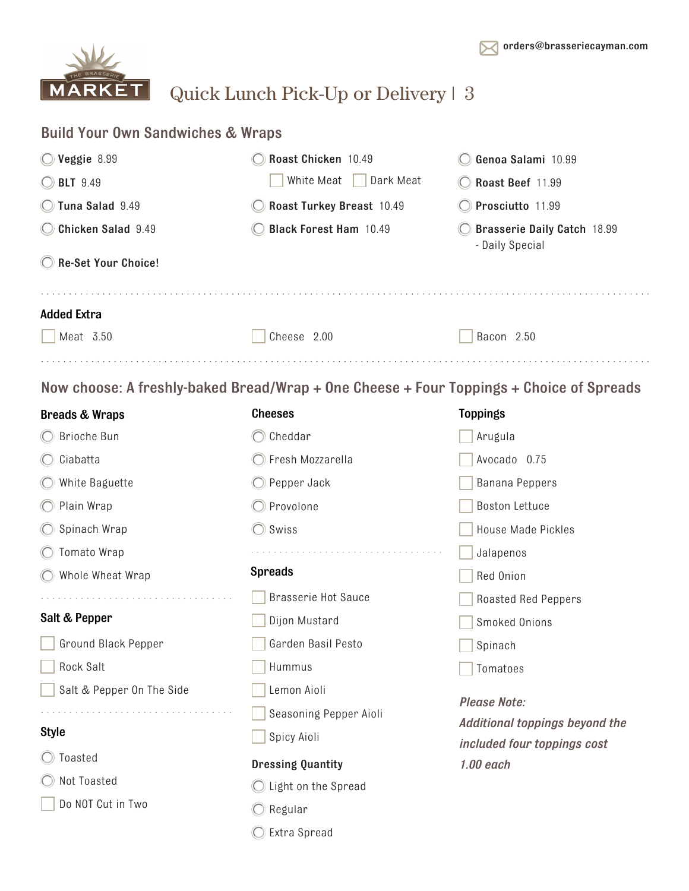orders@brasseriecayman.com

THE BRASSERIE MARKET

# Quick Lunch Pick-Up or Delivery | 3

## Build Your Own Sandwiches & Wraps

- **Veggie** 8.99
- **BLT** 9.49
- **Tuna Salad** 9.49
- **Chicken Salad** 9.49
- **Re-Set Your Choice!**
- **Roast Chicken** 10.49
  - White Meat
  - Dark Meat
- **Roast Turkey Breast** 10.49
- **Black Forest Ham** 10.49
- **Genoa Salami** 10.99
- **Roast Beef** 11.99
- **Prosciutto** 11.99
- **Brasserie Daily Catch** 18.99
  - Daily Special

### Added Extra

- Meat 3.50
- Cheese 2.00
- Bacon 2.50

## Now choose: A freshly-baked Bread/Wrap + One Cheese + Four Toppings + Choice of Spreads

### Breads & Wraps

- Brioche Bun
- Ciabatta
- White Baguette
- Plain Wrap
- Spinach Wrap
- Tomato Wrap
- Whole Wheat Wrap

### Salt & Pepper

- Ground Black Pepper
- Rock Salt
- Salt & Pepper On The Side

### Style

- Toasted
- Not Toasted
- Do NOT Cut in Two

### Cheeses

- Cheddar
- Fresh Mozzarella
- Pepper Jack
- Provolone
- Swiss

### Spreads

- Brasserie Hot Sauce
- Dijon Mustard
- Garden Basil Pesto
- Hummus
- Lemon Aioli
- Seasoning Pepper Aioli
- Spicy Aioli

### Dressing Quantity

- Light on the Spread
- Regular
- Extra Spread

### Toppings

- Arugula
- Avocado 0.75
- Banana Peppers
- Boston Lettuce
- House Made Pickles
- Jalapenos
- Red Onion
- Roasted Red Peppers
- Smoked Onions
- Spinach
- Tomatoes

***Please Note:***
***Additional toppings beyond the included four toppings cost 1.00 each***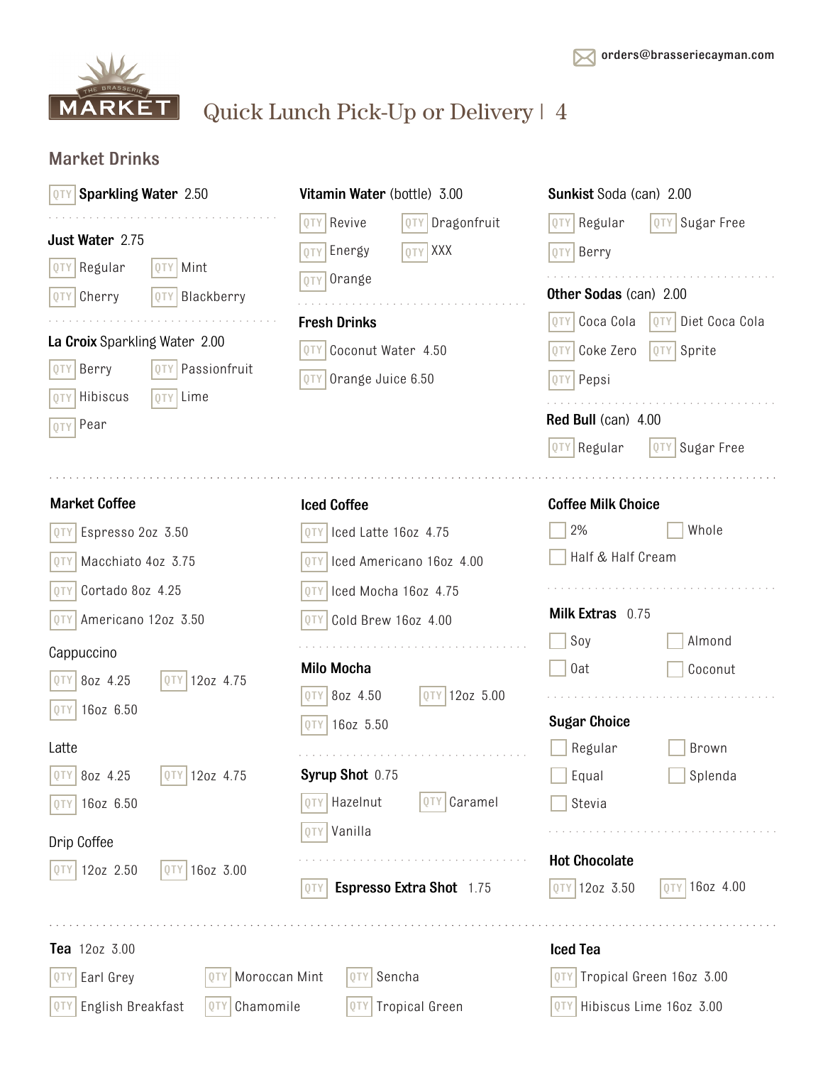orders@brasseriecayman.com

THE BRASSERIE MARKET

# Quick Lunch Pick-Up or Delivery | 4

## Market Drinks

QTY **Sparkling Water** 2.50

**Just Water** 2.75

- QTY Regular
- QTY Mint
- QTY Cherry
- QTY Blackberry

**La Croix** Sparkling Water 2.00

- QTY Berry
- QTY Passionfruit
- QTY Hibiscus
- QTY Lime
- QTY Pear

**Vitamin Water** (bottle) 3.00

- QTY Revive
- QTY Dragonfruit
- QTY Energy
- QTY XXX
- QTY Orange

**Fresh Drinks**

- QTY Coconut Water 4.50
- QTY Orange Juice 6.50

**Sunkist** Soda (can) 2.00

- QTY Regular
- QTY Sugar Free
- QTY Berry

**Other Sodas** (can) 2.00

- QTY Coca Cola
- QTY Diet Coca Cola
- QTY Coke Zero
- QTY Sprite
- QTY Pepsi

**Red Bull** (can) 4.00

- QTY Regular
- QTY Sugar Free

**Market Coffee**

- QTY Espresso 2oz 3.50
- QTY Macchiato 4oz 3.75
- QTY Cortado 8oz 4.25
- QTY Americano 12oz 3.50

Cappuccino

- QTY 8oz 4.25
- QTY 12oz 4.75
- QTY 16oz 6.50

Latte

- QTY 8oz 4.25
- QTY 12oz 4.75
- QTY 16oz 6.50

Drip Coffee

- QTY 12oz 2.50
- QTY 16oz 3.00

**Iced Coffee**

- QTY Iced Latte 16oz 4.75
- QTY Iced Americano 16oz 4.00
- QTY Iced Mocha 16oz 4.75
- QTY Cold Brew 16oz 4.00

**Milo Mocha**

- QTY 8oz 4.50
- QTY 12oz 5.00
- QTY 16oz 5.50

**Syrup Shot** 0.75

- QTY Hazelnut
- QTY Caramel
- QTY Vanilla

QTY **Espresso Extra Shot** 1.75

**Coffee Milk Choice**

- ☐ 2%
- ☐ Whole
- ☐ Half & Half Cream

**Milk Extras** 0.75

- ☐ Soy
- ☐ Almond
- ☐ Oat
- ☐ Coconut

**Sugar Choice**

- ☐ Regular
- ☐ Brown
- ☐ Equal
- ☐ Splenda
- ☐ Stevia

**Hot Chocolate**

- QTY 12oz 3.50
- QTY 16oz 4.00

**Tea** 12oz 3.00

- QTY Earl Grey
- QTY Moroccan Mint
- QTY Sencha
- QTY English Breakfast
- QTY Chamomile
- QTY Tropical Green

**Iced Tea**

- QTY Tropical Green 16oz 3.00
- QTY Hibiscus Lime 16oz 3.00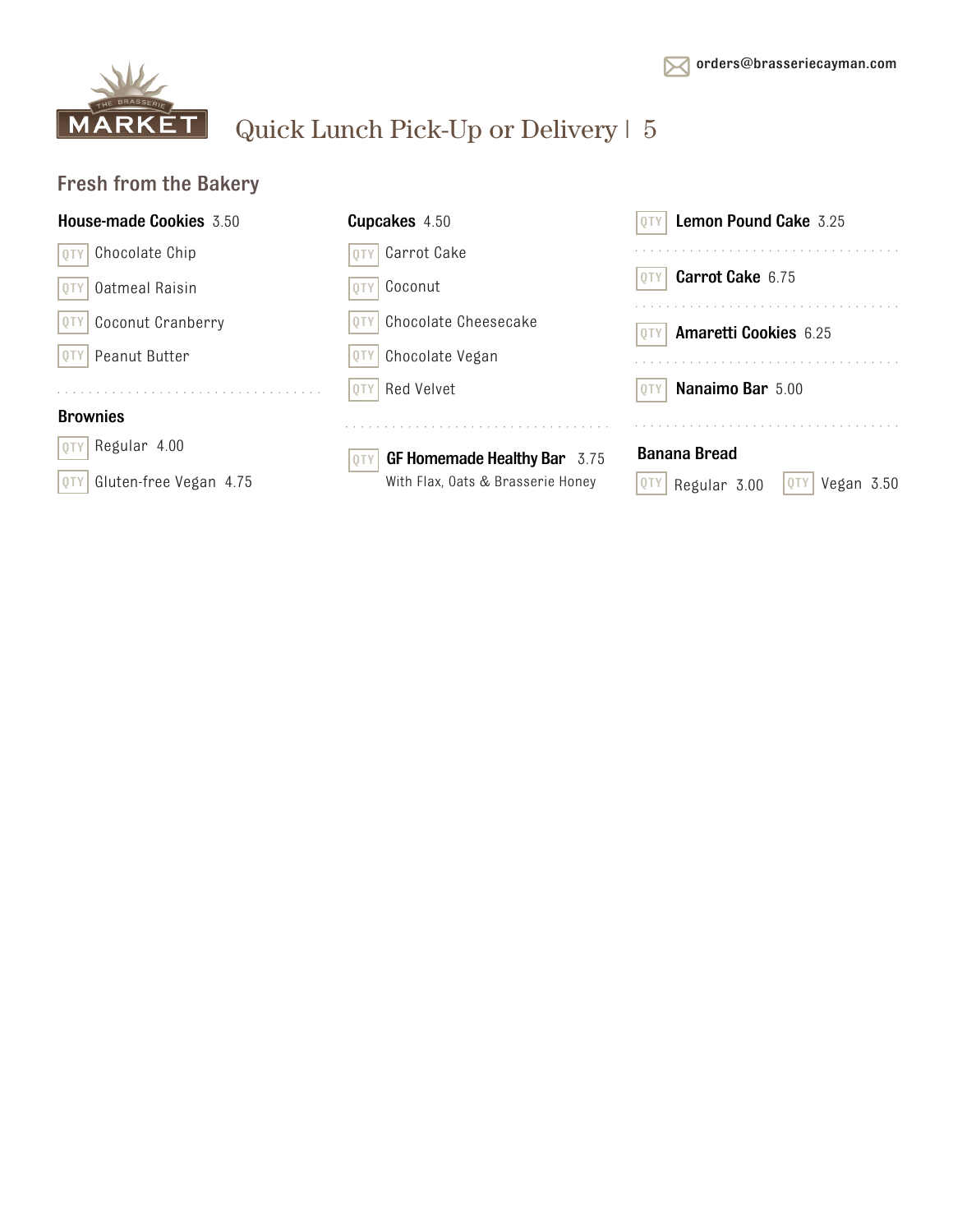orders@brasseriecayman.com

# Quick Lunch Pick-Up or Delivery | 5

## Fresh from the Bakery

**House-made Cookies** 3.50

- QTY Chocolate Chip
- QTY Oatmeal Raisin
- QTY Coconut Cranberry
- QTY Peanut Butter

**Brownies**

- QTY Regular 4.00
- QTY Gluten-free Vegan 4.75

**Cupcakes** 4.50

- QTY Carrot Cake
- QTY Coconut
- QTY Chocolate Cheesecake
- QTY Chocolate Vegan
- QTY Red Velvet

QTY **GF Homemade Healthy Bar** 3.75
With Flax, Oats & Brasserie Honey

QTY **Lemon Pound Cake** 3.25

QTY **Carrot Cake** 6.75

QTY **Amaretti Cookies** 6.25

QTY **Nanaimo Bar** 5.00

**Banana Bread**

- QTY Regular 3.00
- QTY Vegan 3.50